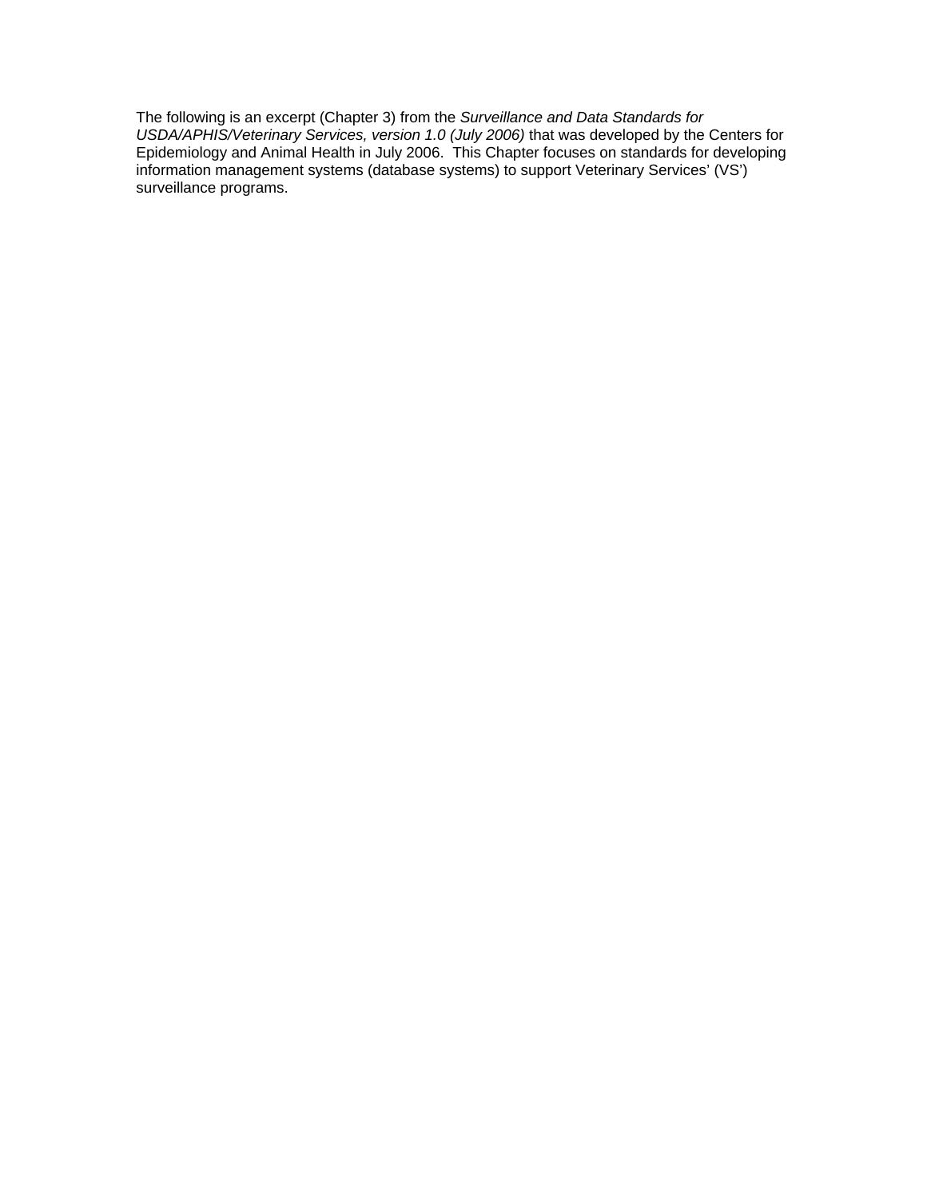The following is an excerpt (Chapter 3) from the *Surveillance and Data Standards for USDA/APHIS/Veterinary Services, version 1.0 (July 2006)* that was developed by the Centers for Epidemiology and Animal Health in July 2006. This Chapter focuses on standards for developing information management systems (database systems) to support Veterinary Services' (VS') surveillance programs.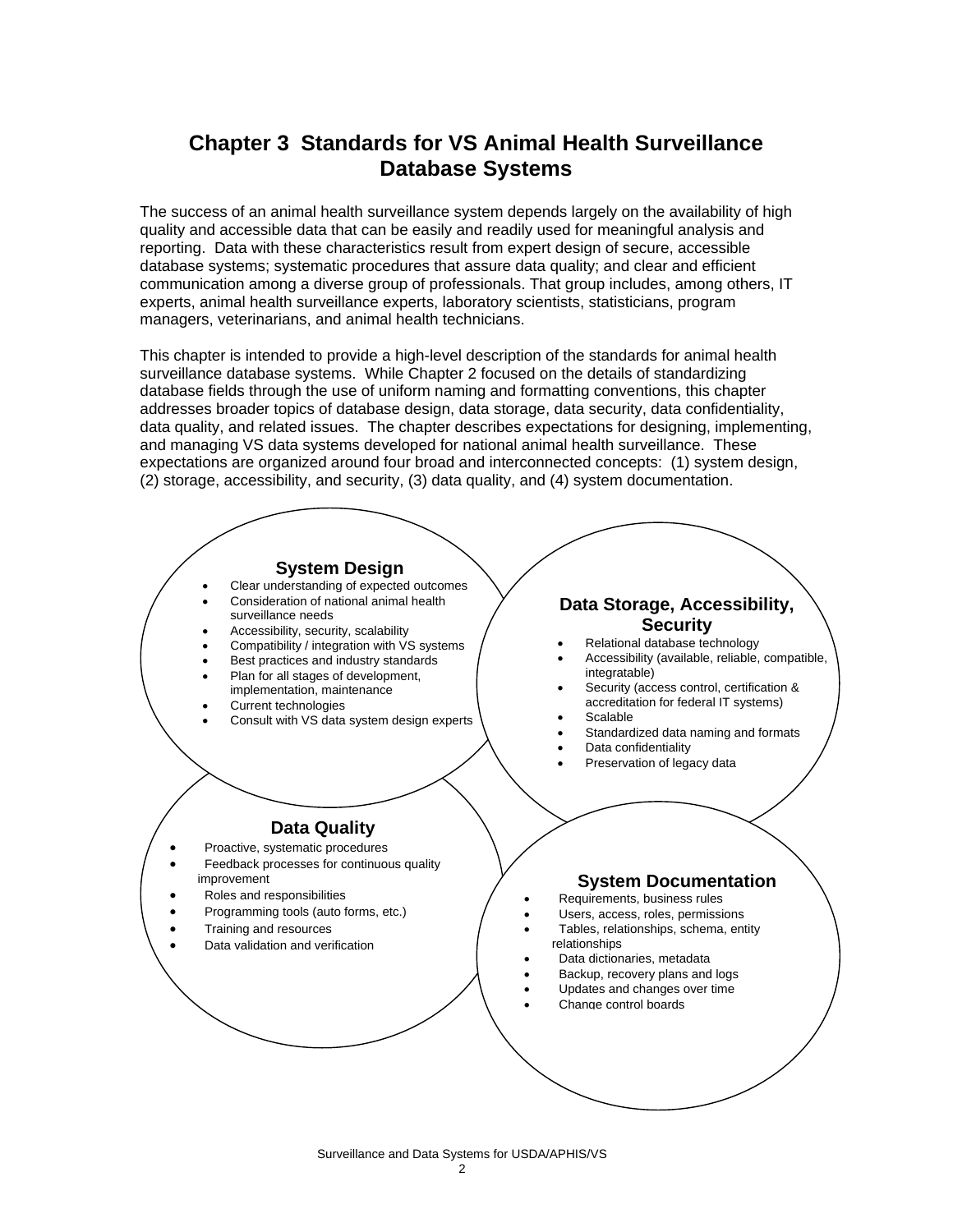# Chapter 3 Standards for VS Animal Health Surveillance Database Systems

The success of an animal health surveillance system depends largely on the availability of high quality and accessible data that can be easily and readily used for meaningful analysis and reporting. Data with these characteristics result from expert design of secure, accessible database systems; systematic procedures that assure data quality; and clear and efficient communication among a diverse group of professionals. That group includes, among others, IT experts, animal health surveillance experts, laboratory scientists, statisticians, program managers, veterinarians, and animal health technicians.

This chapter is intended to provide a high-level description of the standards for animal health surveillance database systems. While Chapter 2 focused on the details of standardizing database fields through the use of uniform naming and formatting conventions, this chapter addresses broader topics of database design, data storage, data security, data confidentiality, data quality, and related issues. The chapter describes expectations for designing, implementing, and managing VS data systems developed for national animal health surveillance. These expectations are organized around four broad and interconnected concepts: (1) system design, (2) storage, accessibility, and security, (3) data quality, and (4) system documentation.

**System Design**

- Clear understanding of expected outcomes
- Consideration of national animal health surveillance needs
- Accessibility, security, scalability
- Compatibility / integration with VS systems
- Best practices and industry standards
- Plan for all stages of development, implementation, maintenance
- Current technologies
- Consult with VS data system design experts

**Data Storage, Accessibility, Security**

- Relational database technology
- Accessibility (available, reliable, compatible, integratable)
- Security (access control, certification & accreditation for federal IT systems)
- Scalable
- Standardized data naming and formats
- Data confidentiality
- Preservation of legacy data

**Data Quality**

- Proactive, systematic procedures
- Feedback processes for continuous quality improvement
- Roles and responsibilities
- Programming tools (auto forms, etc.)
- Training and resources
- Data validation and verification

**System Documentation**

- Requirements, business rules
- Users, access, roles, permissions
- Tables, relationships, schema, entity relationships
- Data dictionaries, metadata
- Backup, recovery plans and logs
- Updates and changes over time
- Change control boards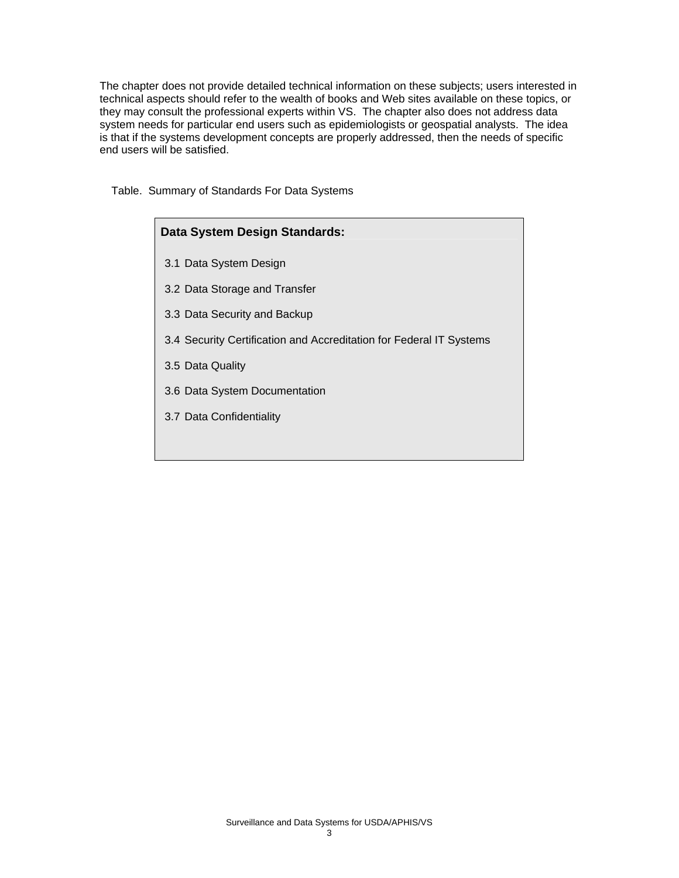The chapter does not provide detailed technical information on these subjects; users interested in technical aspects should refer to the wealth of books and Web sites available on these topics, or they may consult the professional experts within VS. The chapter also does not address data system needs for particular end users such as epidemiologists or geospatial analysts. The idea is that if the systems development concepts are properly addressed, then the needs of specific end users will be satisfied.

Table. Summary of Standards For Data Systems

| **Data System Design Standards:** |
| --- |
| 3.1 Data System Design |
| 3.2 Data Storage and Transfer |
| 3.3 Data Security and Backup |
| 3.4 Security Certification and Accreditation for Federal IT Systems |
| 3.5 Data Quality |
| 3.6 Data System Documentation |
| 3.7 Data Confidentiality |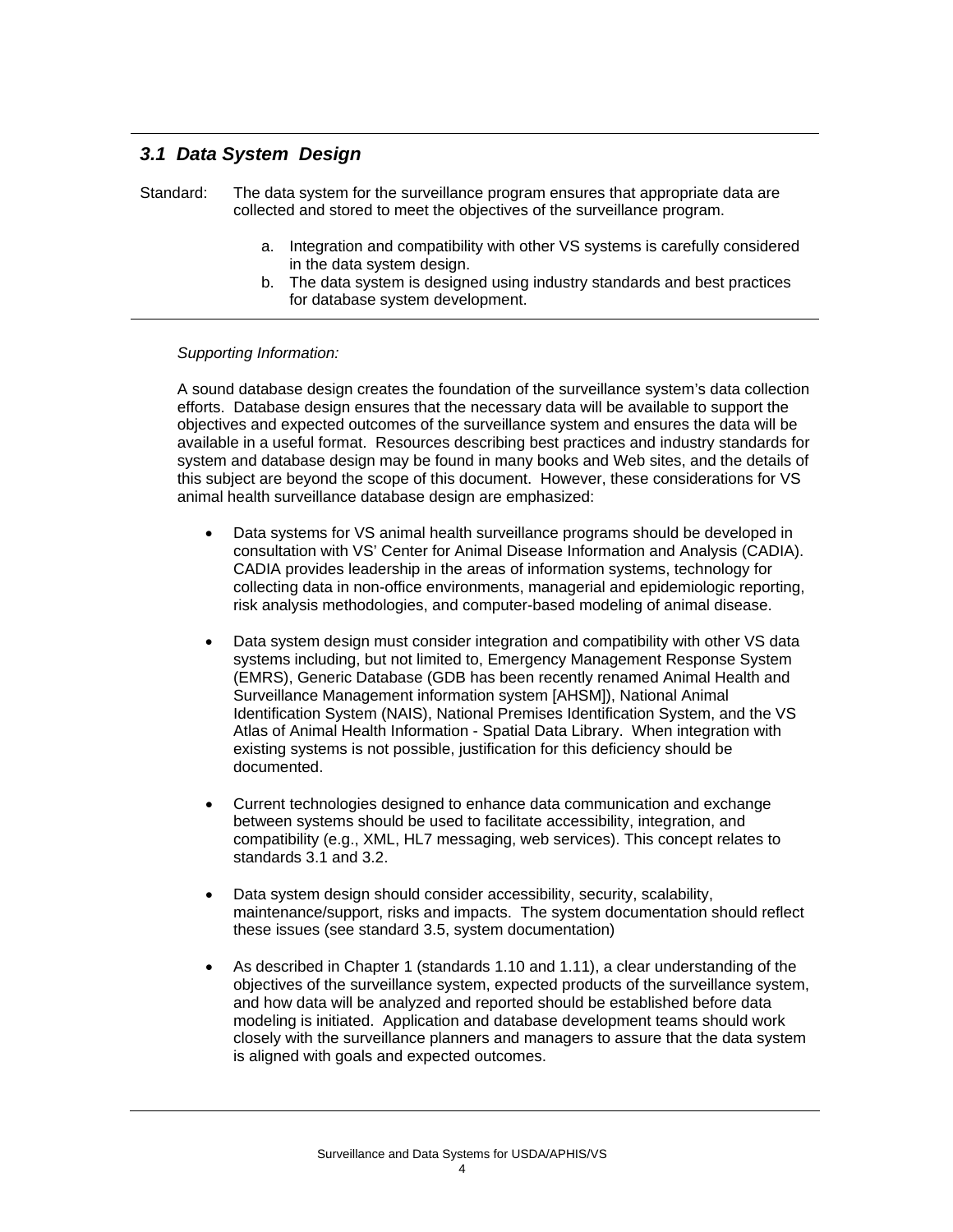### *3.1 Data System Design*

Standard: The data system for the surveillance program ensures that appropriate data are collected and stored to meet the objectives of the surveillance program.

a. Integration and compatibility with other VS systems is carefully considered in the data system design.
b. The data system is designed using industry standards and best practices for database system development.

---

*Supporting Information:*

A sound database design creates the foundation of the surveillance system's data collection efforts. Database design ensures that the necessary data will be available to support the objectives and expected outcomes of the surveillance system and ensures the data will be available in a useful format. Resources describing best practices and industry standards for system and database design may be found in many books and Web sites, and the details of this subject are beyond the scope of this document. However, these considerations for VS animal health surveillance database design are emphasized:

- Data systems for VS animal health surveillance programs should be developed in consultation with VS' Center for Animal Disease Information and Analysis (CADIA). CADIA provides leadership in the areas of information systems, technology for collecting data in non-office environments, managerial and epidemiologic reporting, risk analysis methodologies, and computer-based modeling of animal disease.

- Data system design must consider integration and compatibility with other VS data systems including, but not limited to, Emergency Management Response System (EMRS), Generic Database (GDB has been recently renamed Animal Health and Surveillance Management information system [AHSM]), National Animal Identification System (NAIS), National Premises Identification System, and the VS Atlas of Animal Health Information - Spatial Data Library. When integration with existing systems is not possible, justification for this deficiency should be documented.

- Current technologies designed to enhance data communication and exchange between systems should be used to facilitate accessibility, integration, and compatibility (e.g., XML, HL7 messaging, web services). This concept relates to standards 3.1 and 3.2.

- Data system design should consider accessibility, security, scalability, maintenance/support, risks and impacts. The system documentation should reflect these issues (see standard 3.5, system documentation)

- As described in Chapter 1 (standards 1.10 and 1.11), a clear understanding of the objectives of the surveillance system, expected products of the surveillance system, and how data will be analyzed and reported should be established before data modeling is initiated. Application and database development teams should work closely with the surveillance planners and managers to assure that the data system is aligned with goals and expected outcomes.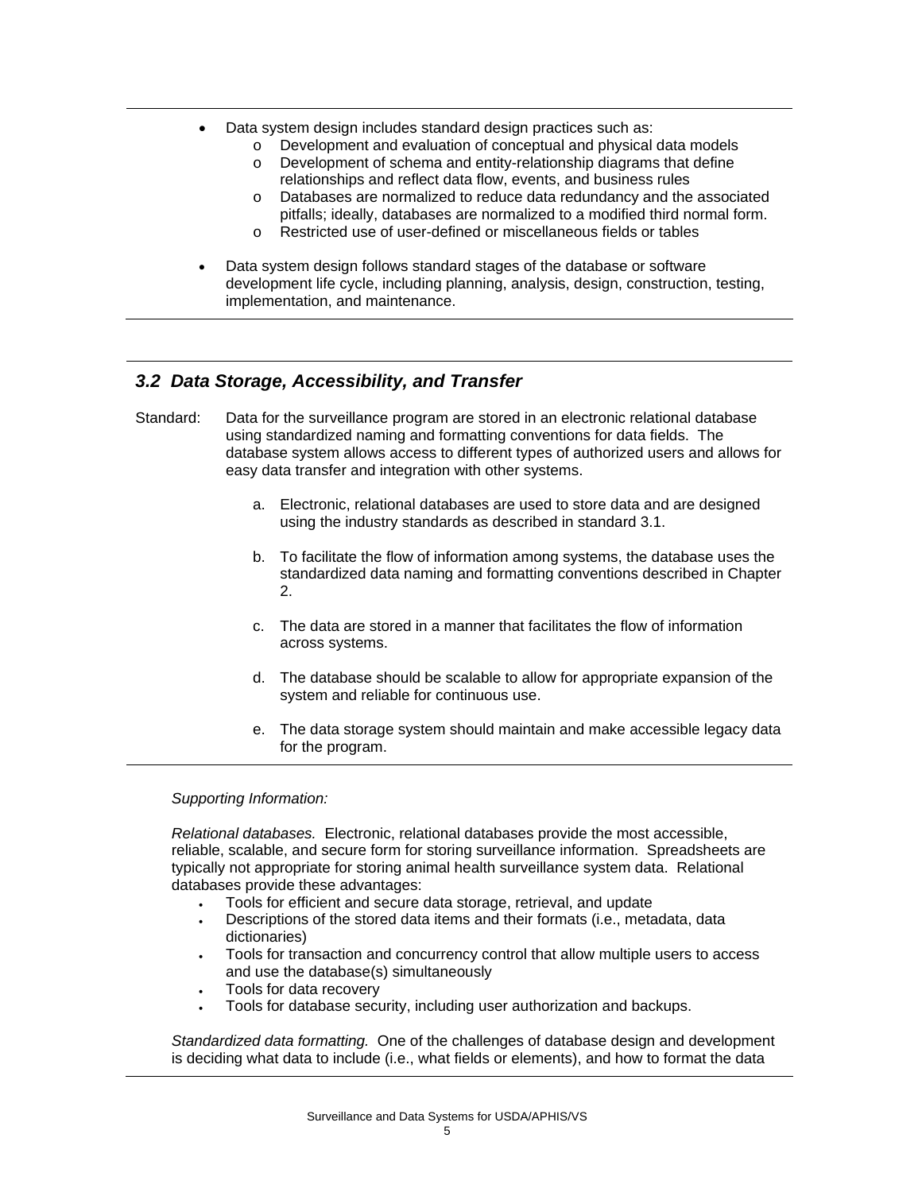- Data system design includes standard design practices such as:
  - Development and evaluation of conceptual and physical data models
  - Development of schema and entity-relationship diagrams that define relationships and reflect data flow, events, and business rules
  - Databases are normalized to reduce data redundancy and the associated pitfalls; ideally, databases are normalized to a modified third normal form.
  - Restricted use of user-defined or miscellaneous fields or tables
- Data system design follows standard stages of the database or software development life cycle, including planning, analysis, design, construction, testing, implementation, and maintenance.

## *3.2 Data Storage, Accessibility, and Transfer*

Standard: Data for the surveillance program are stored in an electronic relational database using standardized naming and formatting conventions for data fields. The database system allows access to different types of authorized users and allows for easy data transfer and integration with other systems.

a. Electronic, relational databases are used to store data and are designed using the industry standards as described in standard 3.1.

b. To facilitate the flow of information among systems, the database uses the standardized data naming and formatting conventions described in Chapter 2.

c. The data are stored in a manner that facilitates the flow of information across systems.

d. The database should be scalable to allow for appropriate expansion of the system and reliable for continuous use.

e. The data storage system should maintain and make accessible legacy data for the program.

*Supporting Information:*

*Relational databases.* Electronic, relational databases provide the most accessible, reliable, scalable, and secure form for storing surveillance information. Spreadsheets are typically not appropriate for storing animal health surveillance system data. Relational databases provide these advantages:

- Tools for efficient and secure data storage, retrieval, and update
- Descriptions of the stored data items and their formats (i.e., metadata, data dictionaries)
- Tools for transaction and concurrency control that allow multiple users to access and use the database(s) simultaneously
- Tools for data recovery
- Tools for database security, including user authorization and backups.

*Standardized data formatting.* One of the challenges of database design and development is deciding what data to include (i.e., what fields or elements), and how to format the data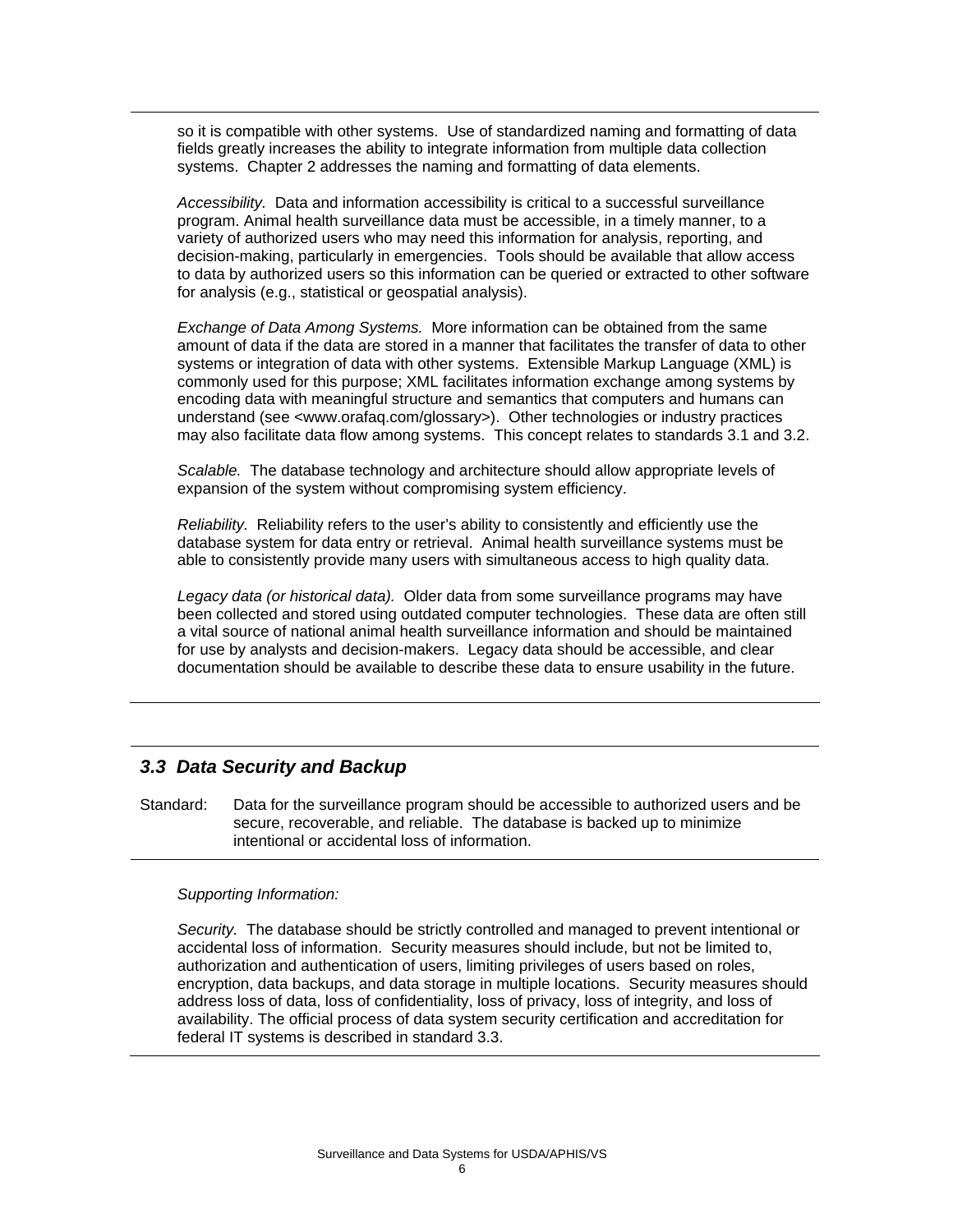so it is compatible with other systems. Use of standardized naming and formatting of data fields greatly increases the ability to integrate information from multiple data collection systems. Chapter 2 addresses the naming and formatting of data elements.

*Accessibility.* Data and information accessibility is critical to a successful surveillance program. Animal health surveillance data must be accessible, in a timely manner, to a variety of authorized users who may need this information for analysis, reporting, and decision-making, particularly in emergencies. Tools should be available that allow access to data by authorized users so this information can be queried or extracted to other software for analysis (e.g., statistical or geospatial analysis).

*Exchange of Data Among Systems.* More information can be obtained from the same amount of data if the data are stored in a manner that facilitates the transfer of data to other systems or integration of data with other systems. Extensible Markup Language (XML) is commonly used for this purpose; XML facilitates information exchange among systems by encoding data with meaningful structure and semantics that computers and humans can understand (see <www.orafaq.com/glossary>). Other technologies or industry practices may also facilitate data flow among systems. This concept relates to standards 3.1 and 3.2.

*Scalable.* The database technology and architecture should allow appropriate levels of expansion of the system without compromising system efficiency.

*Reliability.* Reliability refers to the user's ability to consistently and efficiently use the database system for data entry or retrieval. Animal health surveillance systems must be able to consistently provide many users with simultaneous access to high quality data.

*Legacy data (or historical data).* Older data from some surveillance programs may have been collected and stored using outdated computer technologies. These data are often still a vital source of national animal health surveillance information and should be maintained for use by analysts and decision-makers. Legacy data should be accessible, and clear documentation should be available to describe these data to ensure usability in the future.

## *3.3 Data Security and Backup*

Standard: Data for the surveillance program should be accessible to authorized users and be secure, recoverable, and reliable. The database is backed up to minimize intentional or accidental loss of information.

*Supporting Information:*

*Security.* The database should be strictly controlled and managed to prevent intentional or accidental loss of information. Security measures should include, but not be limited to, authorization and authentication of users, limiting privileges of users based on roles, encryption, data backups, and data storage in multiple locations. Security measures should address loss of data, loss of confidentiality, loss of privacy, loss of integrity, and loss of availability. The official process of data system security certification and accreditation for federal IT systems is described in standard 3.3.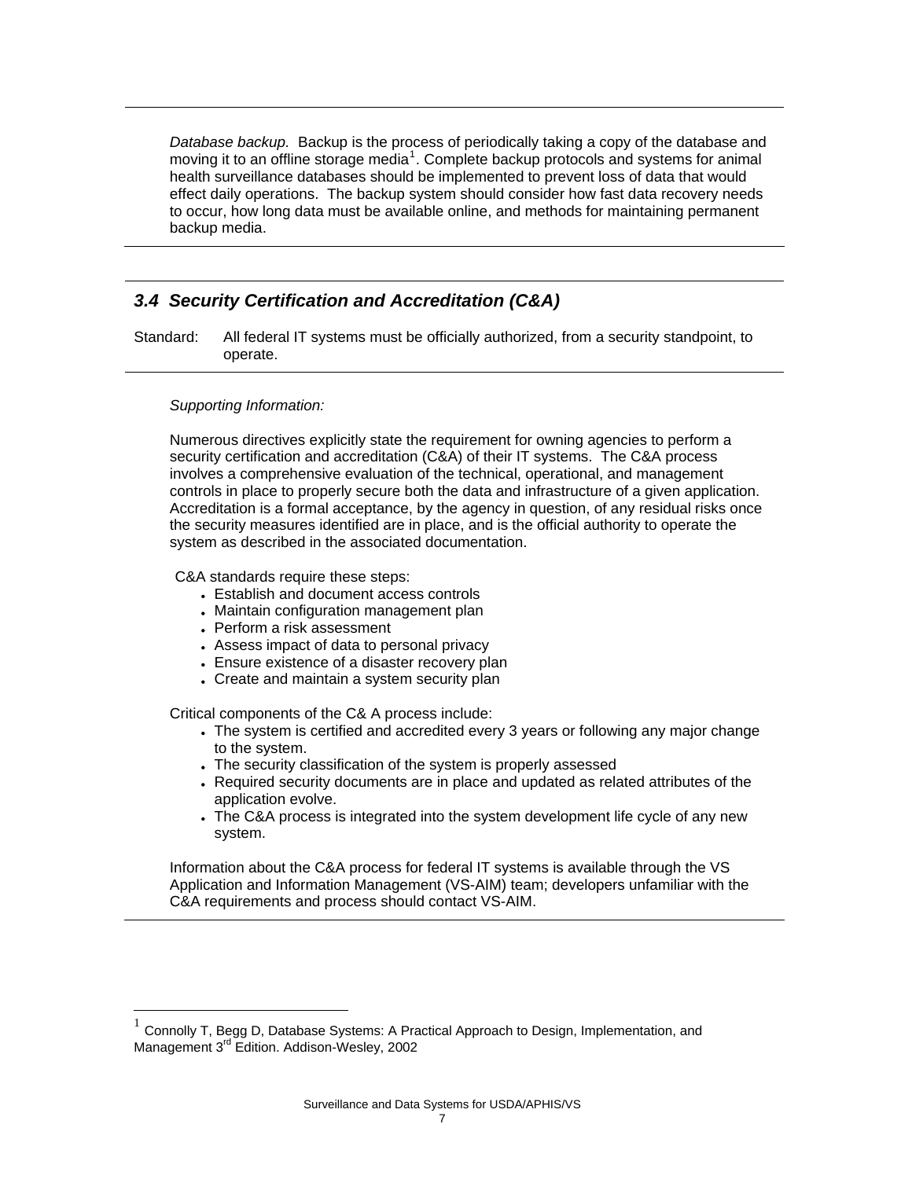*Database backup.* Backup is the process of periodically taking a copy of the database and moving it to an offline storage media[1]. Complete backup protocols and systems for animal health surveillance databases should be implemented to prevent loss of data that would effect daily operations. The backup system should consider how fast data recovery needs to occur, how long data must be available online, and methods for maintaining permanent backup media.

### *3.4 Security Certification and Accreditation (C&A)*

Standard: All federal IT systems must be officially authorized, from a security standpoint, to operate.

*Supporting Information:*

Numerous directives explicitly state the requirement for owning agencies to perform a security certification and accreditation (C&A) of their IT systems. The C&A process involves a comprehensive evaluation of the technical, operational, and management controls in place to properly secure both the data and infrastructure of a given application. Accreditation is a formal acceptance, by the agency in question, of any residual risks once the security measures identified are in place, and is the official authority to operate the system as described in the associated documentation.

C&A standards require these steps:

- Establish and document access controls
- Maintain configuration management plan
- Perform a risk assessment
- Assess impact of data to personal privacy
- Ensure existence of a disaster recovery plan
- Create and maintain a system security plan

Critical components of the C& A process include:

- The system is certified and accredited every 3 years or following any major change to the system.
- The security classification of the system is properly assessed
- Required security documents are in place and updated as related attributes of the application evolve.
- The C&A process is integrated into the system development life cycle of any new system.

Information about the C&A process for federal IT systems is available through the VS Application and Information Management (VS-AIM) team; developers unfamiliar with the C&A requirements and process should contact VS-AIM.

---

[1] Connolly T, Begg D, Database Systems: A Practical Approach to Design, Implementation, and Management 3rd Edition. Addison-Wesley, 2002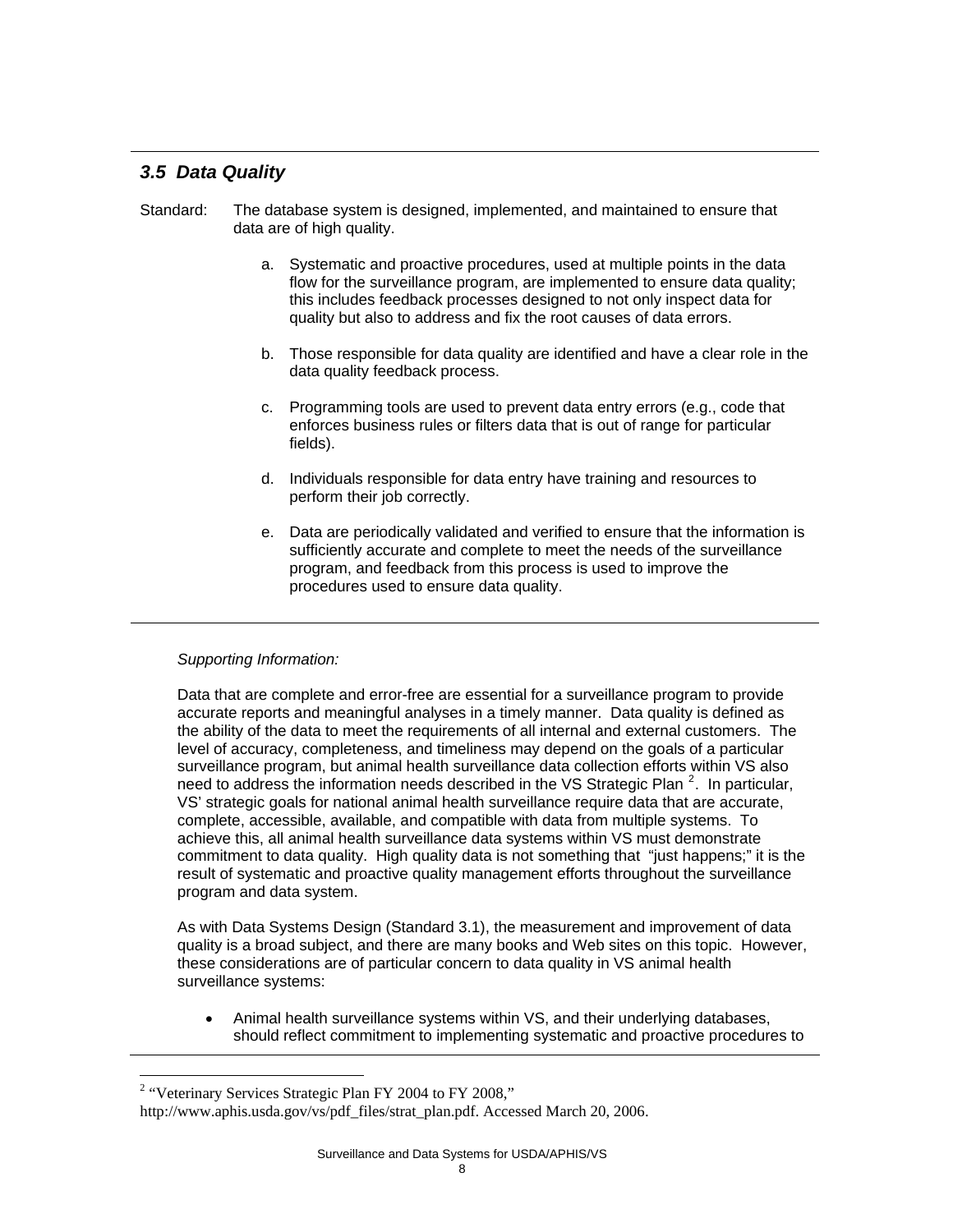### *3.5 Data Quality*

Standard: The database system is designed, implemented, and maintained to ensure that data are of high quality.

a. Systematic and proactive procedures, used at multiple points in the data flow for the surveillance program, are implemented to ensure data quality; this includes feedback processes designed to not only inspect data for quality but also to address and fix the root causes of data errors.

b. Those responsible for data quality are identified and have a clear role in the data quality feedback process.

c. Programming tools are used to prevent data entry errors (e.g., code that enforces business rules or filters data that is out of range for particular fields).

d. Individuals responsible for data entry have training and resources to perform their job correctly.

e. Data are periodically validated and verified to ensure that the information is sufficiently accurate and complete to meet the needs of the surveillance program, and feedback from this process is used to improve the procedures used to ensure data quality.

*Supporting Information:*

Data that are complete and error-free are essential for a surveillance program to provide accurate reports and meaningful analyses in a timely manner. Data quality is defined as the ability of the data to meet the requirements of all internal and external customers. The level of accuracy, completeness, and timeliness may depend on the goals of a particular surveillance program, but animal health surveillance data collection efforts within VS also need to address the information needs described in the VS Strategic Plan [2]. In particular, VS' strategic goals for national animal health surveillance require data that are accurate, complete, accessible, available, and compatible with data from multiple systems. To achieve this, all animal health surveillance data systems within VS must demonstrate commitment to data quality. High quality data is not something that "just happens;" it is the result of systematic and proactive quality management efforts throughout the surveillance program and data system.

As with Data Systems Design (Standard 3.1), the measurement and improvement of data quality is a broad subject, and there are many books and Web sites on this topic. However, these considerations are of particular concern to data quality in VS animal health surveillance systems:

- Animal health surveillance systems within VS, and their underlying databases, should reflect commitment to implementing systematic and proactive procedures to

[2] "Veterinary Services Strategic Plan FY 2004 to FY 2008," http://www.aphis.usda.gov/vs/pdf_files/strat_plan.pdf. Accessed March 20, 2006.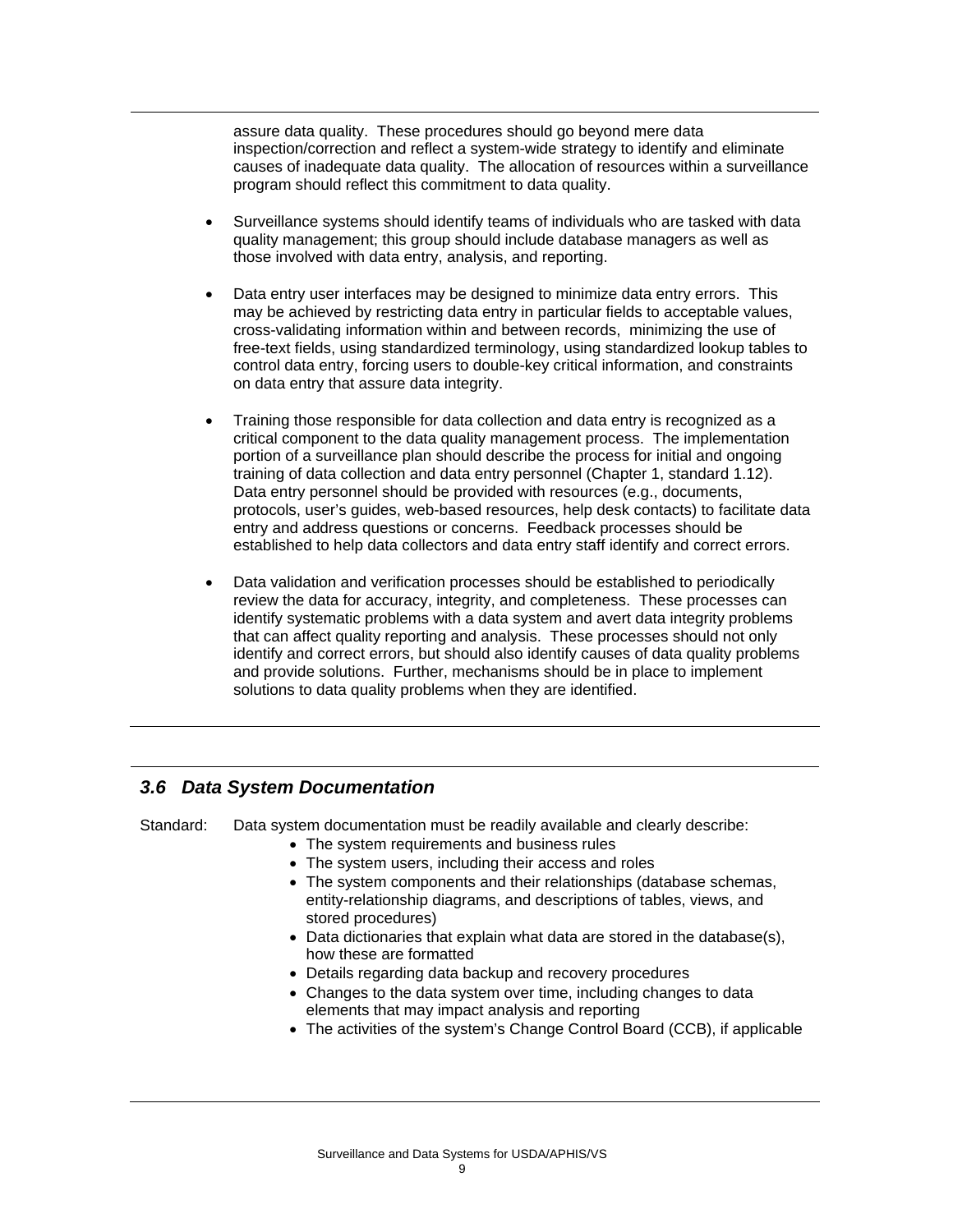assure data quality. These procedures should go beyond mere data inspection/correction and reflect a system-wide strategy to identify and eliminate causes of inadequate data quality. The allocation of resources within a surveillance program should reflect this commitment to data quality.

- Surveillance systems should identify teams of individuals who are tasked with data quality management; this group should include database managers as well as those involved with data entry, analysis, and reporting.
- Data entry user interfaces may be designed to minimize data entry errors. This may be achieved by restricting data entry in particular fields to acceptable values, cross-validating information within and between records, minimizing the use of free-text fields, using standardized terminology, using standardized lookup tables to control data entry, forcing users to double-key critical information, and constraints on data entry that assure data integrity.
- Training those responsible for data collection and data entry is recognized as a critical component to the data quality management process. The implementation portion of a surveillance plan should describe the process for initial and ongoing training of data collection and data entry personnel (Chapter 1, standard 1.12). Data entry personnel should be provided with resources (e.g., documents, protocols, user's guides, web-based resources, help desk contacts) to facilitate data entry and address questions or concerns. Feedback processes should be established to help data collectors and data entry staff identify and correct errors.
- Data validation and verification processes should be established to periodically review the data for accuracy, integrity, and completeness. These processes can identify systematic problems with a data system and avert data integrity problems that can affect quality reporting and analysis. These processes should not only identify and correct errors, but should also identify causes of data quality problems and provide solutions. Further, mechanisms should be in place to implement solutions to data quality problems when they are identified.

### *3.6 Data System Documentation*

Standard: Data system documentation must be readily available and clearly describe:

- The system requirements and business rules
- The system users, including their access and roles
- The system components and their relationships (database schemas, entity-relationship diagrams, and descriptions of tables, views, and stored procedures)
- Data dictionaries that explain what data are stored in the database(s), how these are formatted
- Details regarding data backup and recovery procedures
- Changes to the data system over time, including changes to data elements that may impact analysis and reporting
- The activities of the system's Change Control Board (CCB), if applicable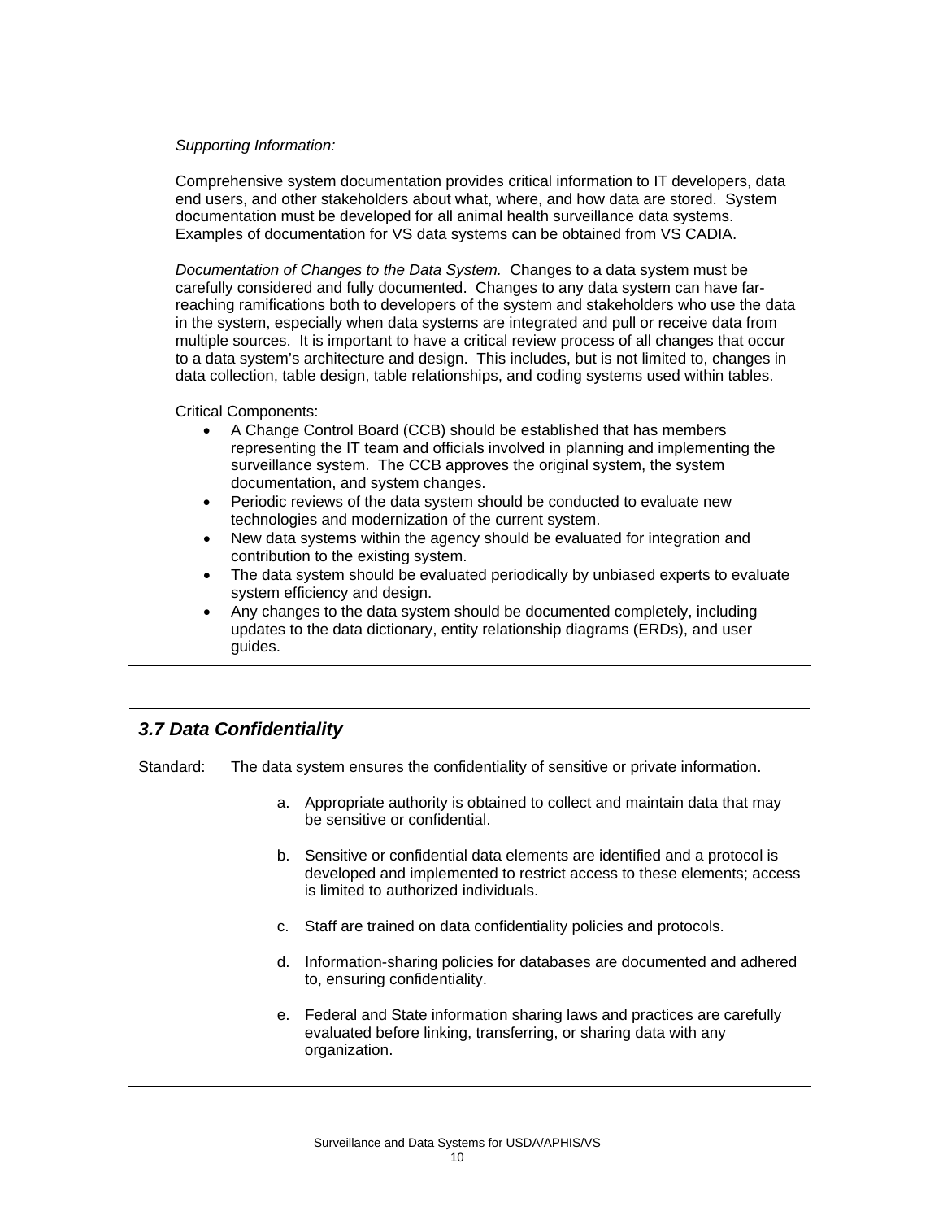*Supporting Information:*

Comprehensive system documentation provides critical information to IT developers, data end users, and other stakeholders about what, where, and how data are stored. System documentation must be developed for all animal health surveillance data systems. Examples of documentation for VS data systems can be obtained from VS CADIA.

*Documentation of Changes to the Data System.* Changes to a data system must be carefully considered and fully documented. Changes to any data system can have far-reaching ramifications both to developers of the system and stakeholders who use the data in the system, especially when data systems are integrated and pull or receive data from multiple sources. It is important to have a critical review process of all changes that occur to a data system's architecture and design. This includes, but is not limited to, changes in data collection, table design, table relationships, and coding systems used within tables.

Critical Components:

- A Change Control Board (CCB) should be established that has members representing the IT team and officials involved in planning and implementing the surveillance system. The CCB approves the original system, the system documentation, and system changes.
- Periodic reviews of the data system should be conducted to evaluate new technologies and modernization of the current system.
- New data systems within the agency should be evaluated for integration and contribution to the existing system.
- The data system should be evaluated periodically by unbiased experts to evaluate system efficiency and design.
- Any changes to the data system should be documented completely, including updates to the data dictionary, entity relationship diagrams (ERDs), and user guides.

### *3.7 Data Confidentiality*

Standard: The data system ensures the confidentiality of sensitive or private information.

a. Appropriate authority is obtained to collect and maintain data that may be sensitive or confidential.

b. Sensitive or confidential data elements are identified and a protocol is developed and implemented to restrict access to these elements; access is limited to authorized individuals.

c. Staff are trained on data confidentiality policies and protocols.

d. Information-sharing policies for databases are documented and adhered to, ensuring confidentiality.

e. Federal and State information sharing laws and practices are carefully evaluated before linking, transferring, or sharing data with any organization.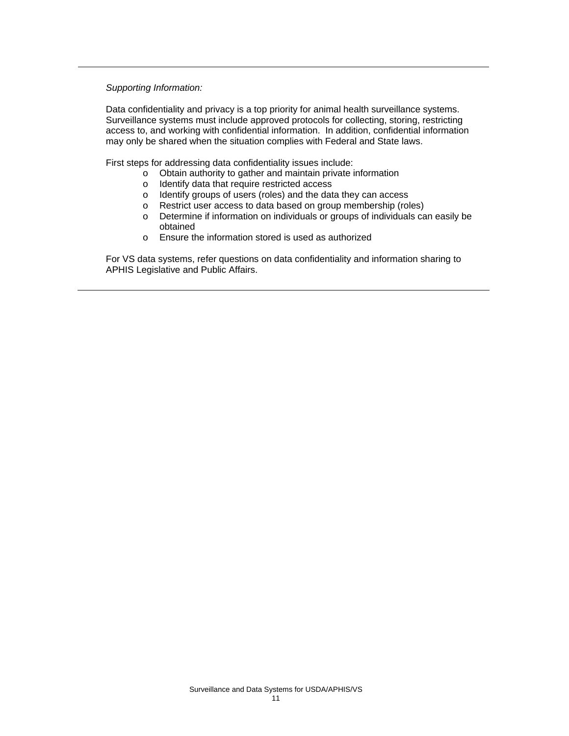*Supporting Information:*

Data confidentiality and privacy is a top priority for animal health surveillance systems. Surveillance systems must include approved protocols for collecting, storing, restricting access to, and working with confidential information. In addition, confidential information may only be shared when the situation complies with Federal and State laws.

First steps for addressing data confidentiality issues include:

- Obtain authority to gather and maintain private information
- Identify data that require restricted access
- Identify groups of users (roles) and the data they can access
- Restrict user access to data based on group membership (roles)
- Determine if information on individuals or groups of individuals can easily be obtained
- Ensure the information stored is used as authorized

For VS data systems, refer questions on data confidentiality and information sharing to APHIS Legislative and Public Affairs.